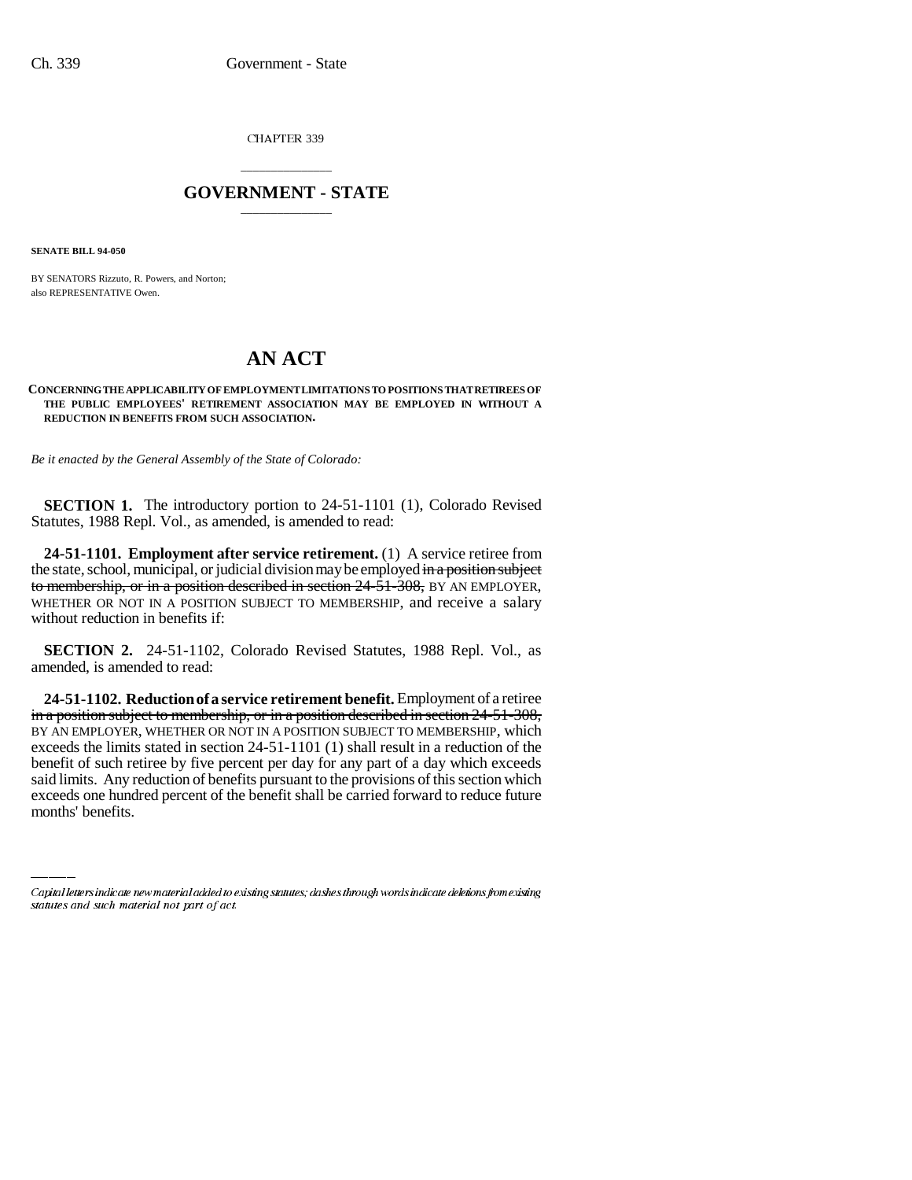CHAPTER 339

# GOVERNMENT - STATE

**SENATE BILL 94-050**

BY SENATORS Rizzuto, R. Powers, and Norton;
also REPRESENTATIVE Owen.

# AN ACT

**CONCERNING THE APPLICABILITY OF EMPLOYMENT LIMITATIONS TO POSITIONS THAT RETIREES OF THE PUBLIC EMPLOYEES' RETIREMENT ASSOCIATION MAY BE EMPLOYED IN WITHOUT A REDUCTION IN BENEFITS FROM SUCH ASSOCIATION.**

*Be it enacted by the General Assembly of the State of Colorado:*

**SECTION 1.** The introductory portion to 24-51-1101 (1), Colorado Revised Statutes, 1988 Repl. Vol., as amended, is amended to read:

**24-51-1101. Employment after service retirement.** (1) A service retiree from the state, school, municipal, or judicial division may be employed ~~in a position subject to membership, or in a position described in section 24-51-308,~~ BY AN EMPLOYER, WHETHER OR NOT IN A POSITION SUBJECT TO MEMBERSHIP, and receive a salary without reduction in benefits if:

**SECTION 2.** 24-51-1102, Colorado Revised Statutes, 1988 Repl. Vol., as amended, is amended to read:

**24-51-1102. Reduction of a service retirement benefit.** Employment of a retiree ~~in a position subject to membership, or in a position described in section 24-51-308,~~ BY AN EMPLOYER, WHETHER OR NOT IN A POSITION SUBJECT TO MEMBERSHIP, which exceeds the limits stated in section 24-51-1101 (1) shall result in a reduction of the benefit of such retiree by five percent per day for any part of a day which exceeds said limits. Any reduction of benefits pursuant to the provisions of this section which exceeds one hundred percent of the benefit shall be carried forward to reduce future months' benefits.

Capital letters indicate new material added to existing statutes; dashes through words indicate deletions from existing statutes and such material not part of act.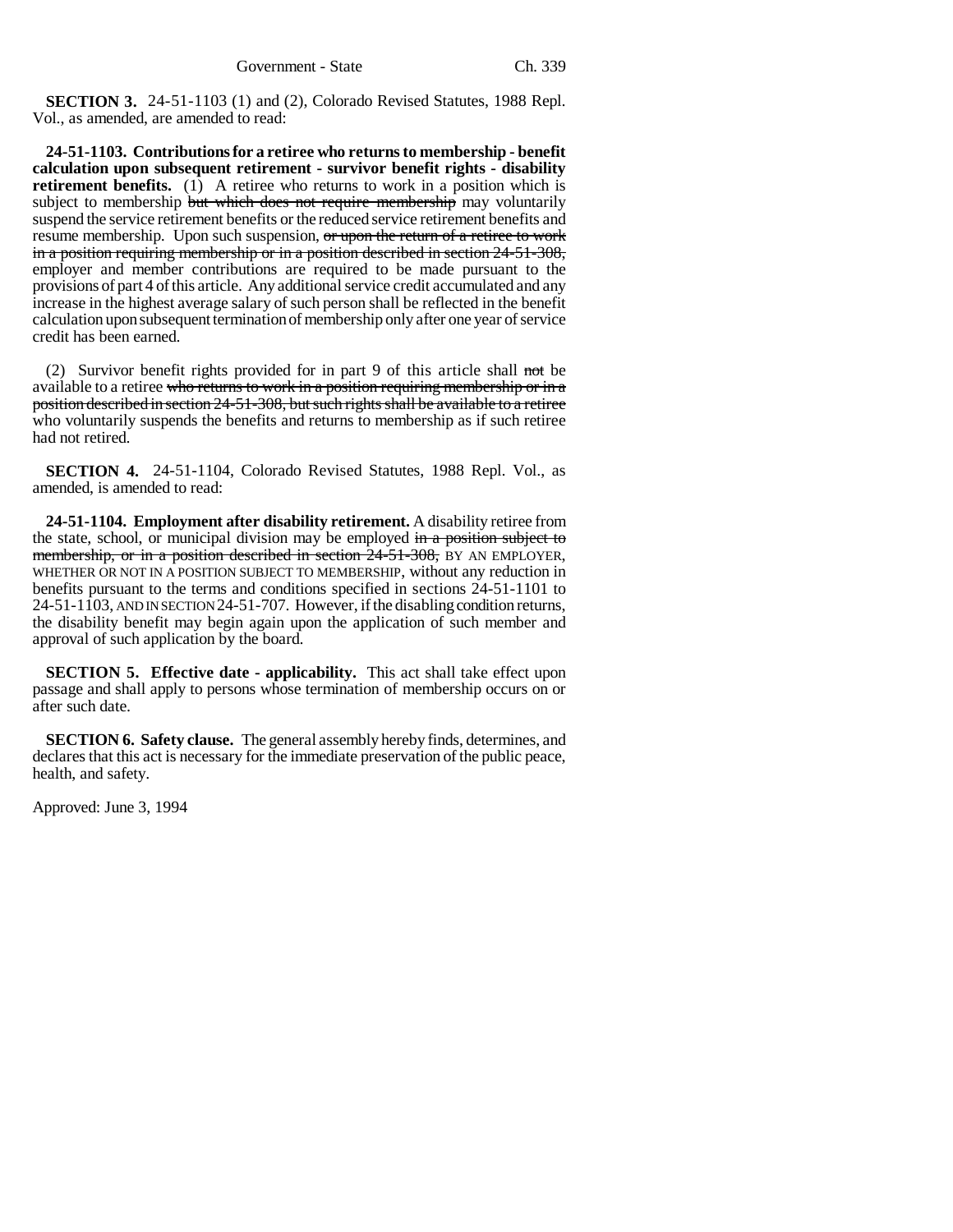**SECTION 3.** 24-51-1103 (1) and (2), Colorado Revised Statutes, 1988 Repl. Vol., as amended, are amended to read:

**24-51-1103. Contributions for a retiree who returns to membership - benefit calculation upon subsequent retirement - survivor benefit rights - disability retirement benefits.** (1) A retiree who returns to work in a position which is subject to membership ~~but which does not require membership~~ may voluntarily suspend the service retirement benefits or the reduced service retirement benefits and resume membership. Upon such suspension, ~~or upon the return of a retiree to work in a position requiring membership or in a position described in section 24-51-308,~~ employer and member contributions are required to be made pursuant to the provisions of part 4 of this article. Any additional service credit accumulated and any increase in the highest average salary of such person shall be reflected in the benefit calculation upon subsequent termination of membership only after one year of service credit has been earned.

(2) Survivor benefit rights provided for in part 9 of this article shall ~~not~~ be available to a retiree ~~who returns to work in a position requiring membership or in a position described in section 24-51-308, but such rights shall be available to a retiree~~ who voluntarily suspends the benefits and returns to membership as if such retiree had not retired.

**SECTION 4.** 24-51-1104, Colorado Revised Statutes, 1988 Repl. Vol., as amended, is amended to read:

**24-51-1104. Employment after disability retirement.** A disability retiree from the state, school, or municipal division may be employed ~~in a position subject to membership, or in a position described in section 24-51-308,~~ BY AN EMPLOYER, WHETHER OR NOT IN A POSITION SUBJECT TO MEMBERSHIP, without any reduction in benefits pursuant to the terms and conditions specified in sections 24-51-1101 to 24-51-1103, AND IN SECTION 24-51-707. However, if the disabling condition returns, the disability benefit may begin again upon the application of such member and approval of such application by the board.

**SECTION 5. Effective date - applicability.** This act shall take effect upon passage and shall apply to persons whose termination of membership occurs on or after such date.

**SECTION 6. Safety clause.** The general assembly hereby finds, determines, and declares that this act is necessary for the immediate preservation of the public peace, health, and safety.

Approved: June 3, 1994